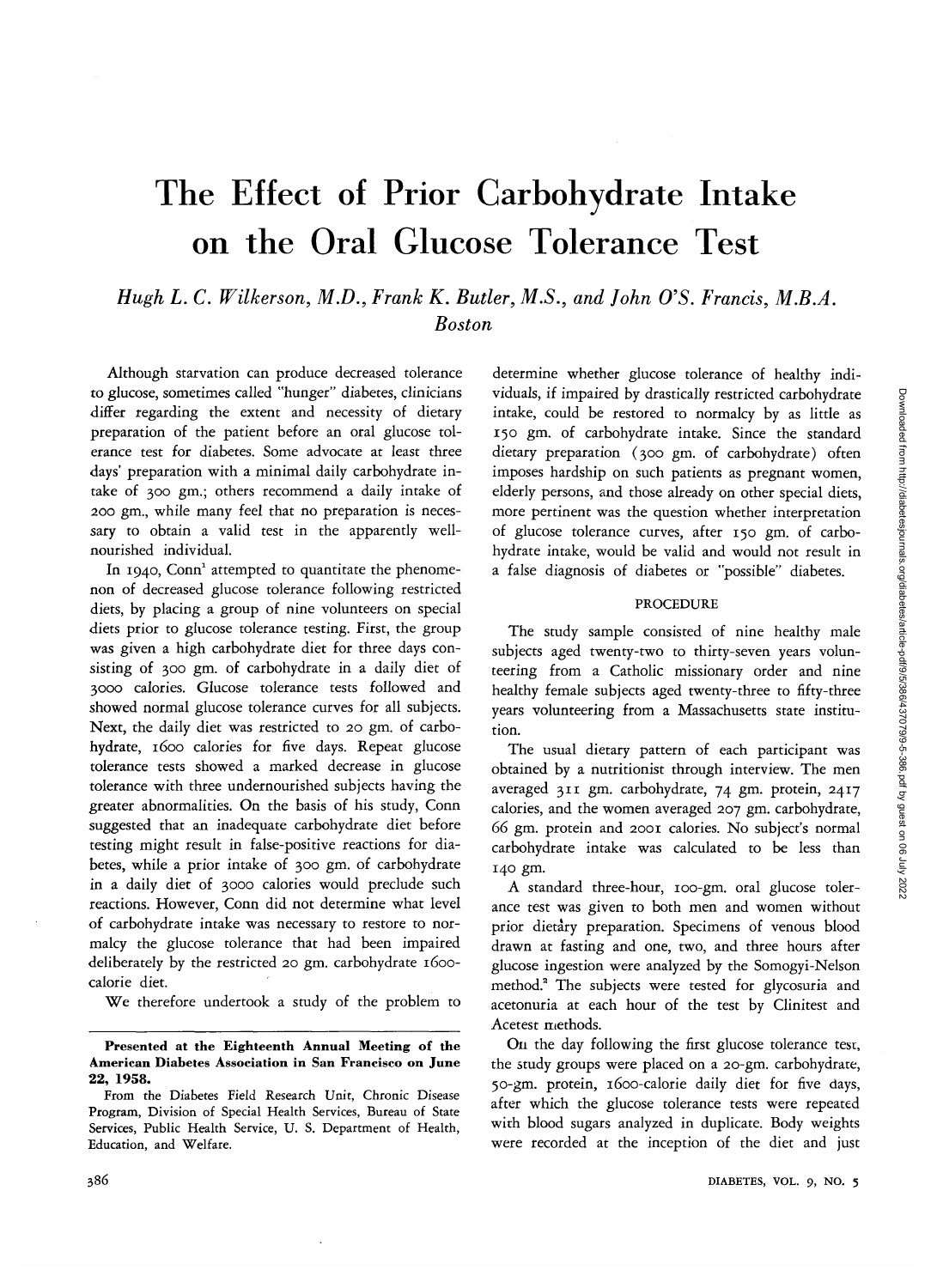# The Effect of Prior Carbohydrate Intake on the Oral Glucose Tolerance Test

*Hugh L. C. Wilkerson, M.D., Frank K. Butler, M.S., and John O'S. Francis, M.B.A.*
*Boston*

Although starvation can produce decreased tolerance to glucose, sometimes called "hunger" diabetes, clinicians differ regarding the extent and necessity of dietary preparation of the patient before an oral glucose tolerance test for diabetes. Some advocate at least three days' preparation with a minimal daily carbohydrate intake of 300 gm.; others recommend a daily intake of 200 gm., while many feel that no preparation is necessary to obtain a valid test in the apparently well-nourished individual.

In 1940, Conn[1] attempted to quantitate the phenomenon of decreased glucose tolerance following restricted diets, by placing a group of nine volunteers on special diets prior to glucose tolerance testing. First, the group was given a high carbohydrate diet for three days consisting of 300 gm. of carbohydrate in a daily diet of 3000 calories. Glucose tolerance tests followed and showed normal glucose tolerance curves for all subjects. Next, the daily diet was restricted to 20 gm. of carbohydrate, 1600 calories for five days. Repeat glucose tolerance tests showed a marked decrease in glucose tolerance with three undernourished subjects having the greater abnormalities. On the basis of his study, Conn suggested that an inadequate carbohydrate diet before testing might result in false-positive reactions for diabetes, while a prior intake of 300 gm. of carbohydrate in a daily diet of 3000 calories would preclude such reactions. However, Conn did not determine what level of carbohydrate intake was necessary to restore to normalcy the glucose tolerance that had been impaired deliberately by the restricted 20 gm. carbohydrate 1600-calorie diet.

We therefore undertook a study of the problem to determine whether glucose tolerance of healthy individuals, if impaired by drastically restricted carbohydrate intake, could be restored to normalcy by as little as 150 gm. of carbohydrate intake. Since the standard dietary preparation (300 gm. of carbohydrate) often imposes hardship on such patients as pregnant women, elderly persons, and those already on other special diets, more pertinent was the question whether interpretation of glucose tolerance curves, after 150 gm. of carbohydrate intake, would be valid and would not result in a false diagnosis of diabetes or "possible" diabetes.

## PROCEDURE

The study sample consisted of nine healthy male subjects aged twenty-two to thirty-seven years volunteering from a Catholic missionary order and nine healthy female subjects aged twenty-three to fifty-three years volunteering from a Massachusetts state institution.

The usual dietary pattern of each participant was obtained by a nutritionist through interview. The men averaged 311 gm. carbohydrate, 74 gm. protein, 2417 calories, and the women averaged 207 gm. carbohydrate, 66 gm. protein and 2001 calories. No subject's normal carbohydrate intake was calculated to be less than 140 gm.

A standard three-hour, 100-gm. oral glucose tolerance test was given to both men and women without prior dietary preparation. Specimens of venous blood drawn at fasting and one, two, and three hours after glucose ingestion were analyzed by the Somogyi-Nelson method.[2] The subjects were tested for glycosuria and acetonuria at each hour of the test by Clinitest and Acetest methods.

On the day following the first glucose tolerance test, the study groups were placed on a 20-gm. carbohydrate, 50-gm. protein, 1600-calorie daily diet for five days, after which the glucose tolerance tests were repeated with blood sugars analyzed in duplicate. Body weights were recorded at the inception of the diet and just

---

**Presented at the Eighteenth Annual Meeting of the American Diabetes Association in San Francisco on June 22, 1958.**

From the Diabetes Field Research Unit, Chronic Disease Program, Division of Special Health Services, Bureau of State Services, Public Health Service, U. S. Department of Health, Education, and Welfare.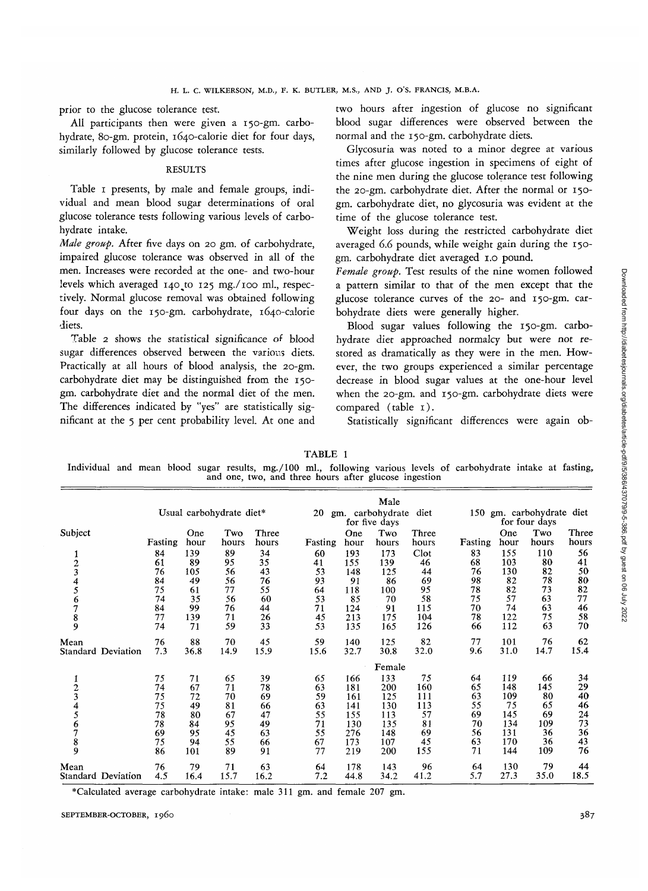prior to the glucose tolerance test.

All participants then were given a 150-gm. carbohydrate, 80-gm. protein, 1640-calorie diet for four days, similarly followed by glucose tolerance tests.

## RESULTS

Table 1 presents, by male and female groups, individual and mean blood sugar determinations of oral glucose tolerance tests following various levels of carbohydrate intake.

*Male group.* After five days on 20 gm. of carbohydrate, impaired glucose tolerance was observed in all of the men. Increases were recorded at the one- and two-hour levels which averaged 140 to 125 mg./100 ml., respectively. Normal glucose removal was obtained following four days on the 150-gm. carbohydrate, 1640-calorie diets.

Table 2 shows the statistical significance of blood sugar differences observed between the various diets. Practically at all hours of blood analysis, the 20-gm. carbohydrate diet may be distinguished from the 150-gm. carbohydrate diet and the normal diet of the men. The differences indicated by "yes" are statistically significant at the 5 per cent probability level. At one and two hours after ingestion of glucose no significant blood sugar differences were observed between the normal and the 150-gm. carbohydrate diets.

Glycosuria was noted to a minor degree at various times after glucose ingestion in specimens of eight of the nine men during the glucose tolerance test following the 20-gm. carbohydrate diet. After the normal or 150-gm. carbohydrate diet, no glycosuria was evident at the time of the glucose tolerance test.

Weight loss during the restricted carbohydrate diet averaged 6.6 pounds, while weight gain during the 150-gm. carbohydrate diet averaged 1.0 pound.

*Female group.* Test results of the nine women followed a pattern similar to that of the men except that the glucose tolerance curves of the 20- and 150-gm. carbohydrate diets were generally higher.

Blood sugar values following the 150-gm. carbohydrate diet approached normalcy but were not restored as dramatically as they were in the men. However, the two groups experienced a similar percentage decrease in blood sugar values at the one-hour level when the 20-gm. and 150-gm. carbohydrate diets were compared (table 1).

Statistically significant differences were again ob-

TABLE 1

Individual and mean blood sugar results, mg./100 ml., following various levels of carbohydrate intake at fasting, and one, two, and three hours after glucose ingestion

| Subject | Usual carbohydrate diet* | | | | 20 gm. carbohydrate diet for five days | | | | 150 gm. carbohydrate diet for four days | | | |
|---|---|---|---|---|---|---|---|---|---|---|---|---|
| | Fasting | One hour | Two hours | Three hours | Fasting | One hour | Two hours | Three hours | Fasting | One hour | Two hours | Three hours |
| **Male** | | | | | | | | | | | | |
| 1 | 84 | 139 | 89 | 34 | 60 | 193 | 173 | Clot | 83 | 155 | 110 | 56 |
| 2 | 61 | 89 | 95 | 35 | 41 | 155 | 139 | 46 | 68 | 103 | 80 | 41 |
| 3 | 76 | 105 | 56 | 43 | 53 | 148 | 125 | 44 | 76 | 130 | 82 | 50 |
| 4 | 84 | 49 | 56 | 76 | 93 | 91 | 86 | 69 | 98 | 82 | 78 | 80 |
| 5 | 75 | 61 | 77 | 55 | 64 | 118 | 100 | 95 | 78 | 82 | 73 | 82 |
| 6 | 74 | 35 | 56 | 60 | 53 | 85 | 70 | 58 | 75 | 57 | 63 | 77 |
| 7 | 84 | 99 | 76 | 44 | 71 | 124 | 91 | 115 | 70 | 74 | 63 | 46 |
| 8 | 77 | 139 | 71 | 26 | 45 | 213 | 175 | 104 | 78 | 122 | 75 | 58 |
| 9 | 74 | 71 | 59 | 33 | 53 | 135 | 165 | 126 | 66 | 112 | 63 | 70 |
| Mean | 76 | 88 | 70 | 45 | 59 | 140 | 125 | 82 | 77 | 101 | 76 | 62 |
| Standard Deviation | 7.3 | 36.8 | 14.9 | 15.9 | 15.6 | 32.7 | 30.8 | 32.0 | 9.6 | 31.0 | 14.7 | 15.4 |
| **Female** | | | | | | | | | | | | |
| 1 | 75 | 71 | 65 | 39 | 65 | 166 | 133 | 75 | 64 | 119 | 66 | 34 |
| 2 | 74 | 67 | 71 | 78 | 63 | 181 | 200 | 160 | 65 | 148 | 145 | 29 |
| 3 | 75 | 72 | 70 | 69 | 59 | 161 | 125 | 111 | 63 | 109 | 80 | 40 |
| 4 | 75 | 49 | 81 | 66 | 63 | 141 | 130 | 113 | 55 | 75 | 65 | 46 |
| 5 | 78 | 80 | 67 | 47 | 55 | 155 | 113 | 57 | 69 | 145 | 69 | 24 |
| 6 | 78 | 84 | 95 | 49 | 71 | 130 | 135 | 81 | 70 | 134 | 109 | 73 |
| 7 | 69 | 95 | 45 | 63 | 55 | 276 | 148 | 69 | 56 | 131 | 36 | 36 |
| 8 | 75 | 94 | 55 | 66 | 67 | 173 | 107 | 45 | 63 | 170 | 36 | 43 |
| 9 | 86 | 101 | 89 | 91 | 77 | 219 | 200 | 155 | 71 | 144 | 109 | 76 |
| Mean | 76 | 79 | 71 | 63 | 64 | 178 | 143 | 96 | 64 | 130 | 79 | 44 |
| Standard Deviation | 4.5 | 16.4 | 15.7 | 16.2 | 7.2 | 44.8 | 34.2 | 41.2 | 5.7 | 27.3 | 35.0 | 18.5 |

*Calculated average carbohydrate intake: male 311 gm. and female 207 gm.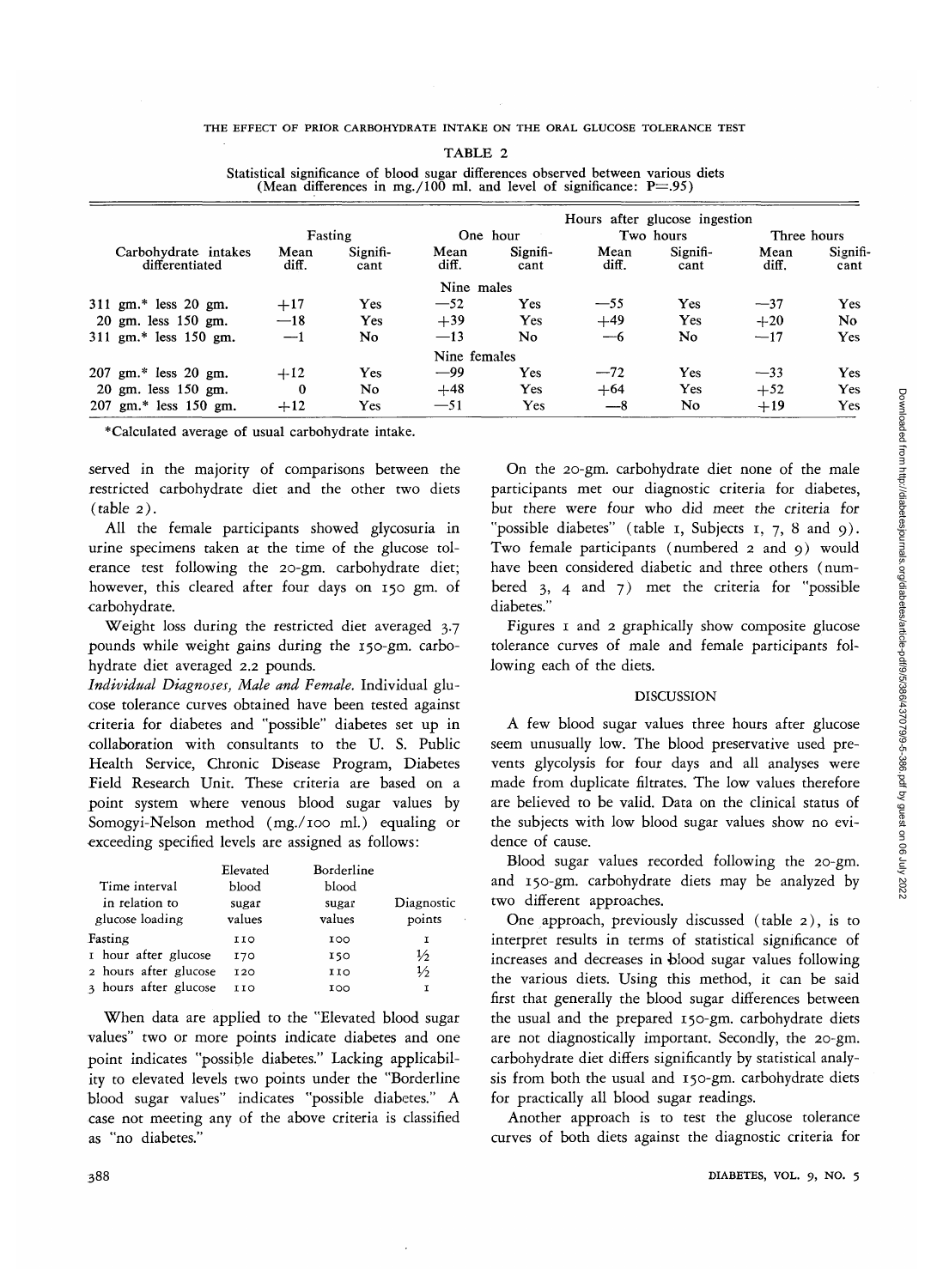TABLE 2

Statistical significance of blood sugar differences observed between various diets (Mean differences in mg./100 ml. and level of significance: P=.95)

| Carbohydrate intakes differentiated | Fasting | | Hours after glucose ingestion One hour | | Two hours | | Three hours | |
|---|---|---|---|---|---|---|---|---|
| | Mean diff. | Significant | Mean diff. | Significant | Mean diff. | Significant | Mean diff. | Significant |
| **Nine males** | | | | | | | | |
| 311 gm.* less 20 gm. | +17 | Yes | —52 | Yes | —55 | Yes | —37 | Yes |
| 20 gm. less 150 gm. | —18 | Yes | +39 | Yes | +49 | Yes | +20 | No |
| 311 gm.* less 150 gm. | —1 | No | —13 | No | —6 | No | —17 | Yes |
| **Nine females** | | | | | | | | |
| 207 gm.* less 20 gm. | +12 | Yes | —99 | Yes | —72 | Yes | —33 | Yes |
| 20 gm. less 150 gm. | 0 | No | +48 | Yes | +64 | Yes | +52 | Yes |
| 207 gm.* less 150 gm. | +12 | Yes | —51 | Yes | —8 | No | +19 | Yes |

*Calculated average of usual carbohydrate intake.

served in the majority of comparisons between the restricted carbohydrate diet and the other two diets (table 2).

All the female participants showed glycosuria in urine specimens taken at the time of the glucose tolerance test following the 20-gm. carbohydrate diet; however, this cleared after four days on 150 gm. of carbohydrate.

Weight loss during the restricted diet averaged 3.7 pounds while weight gains during the 150-gm. carbohydrate diet averaged 2.2 pounds.

*Individual Diagnoses, Male and Female.* Individual glucose tolerance curves obtained have been tested against criteria for diabetes and "possible" diabetes set up in collaboration with consultants to the U. S. Public Health Service, Chronic Disease Program, Diabetes Field Research Unit. These criteria are based on a point system where venous blood sugar values by Somogyi-Nelson method (mg./100 ml.) equaling or exceeding specified levels are assigned as follows:

| Time interval in relation to glucose loading | Elevated blood sugar values | Borderline blood sugar values | Diagnostic points |
|---|---|---|---|
| Fasting | 110 | 100 | 1 |
| 1 hour after glucose | 170 | 150 | ½ |
| 2 hours after glucose | 120 | 110 | ½ |
| 3 hours after glucose | 110 | 100 | 1 |

When data are applied to the "Elevated blood sugar values" two or more points indicate diabetes and one point indicates "possible diabetes." Lacking applicability to elevated levels two points under the "Borderline blood sugar values" indicates "possible diabetes." A case not meeting any of the above criteria is classified as "no diabetes."

On the 20-gm. carbohydrate diet none of the male participants met our diagnostic criteria for diabetes, but there were four who did meet the criteria for "possible diabetes" (table 1, Subjects 1, 7, 8 and 9). Two female participants (numbered 2 and 9) would have been considered diabetic and three others (numbered 3, 4 and 7) met the criteria for "possible diabetes."

Figures 1 and 2 graphically show composite glucose tolerance curves of male and female participants following each of the diets.

## DISCUSSION

A few blood sugar values three hours after glucose seem unusually low. The blood preservative used prevents glycolysis for four days and all analyses were made from duplicate filtrates. The low values therefore are believed to be valid. Data on the clinical status of the subjects with low blood sugar values show no evidence of cause.

Blood sugar values recorded following the 20-gm. and 150-gm. carbohydrate diets may be analyzed by two different approaches.

One approach, previously discussed (table 2), is to interpret results in terms of statistical significance of increases and decreases in blood sugar values following the various diets. Using this method, it can be said first that generally the blood sugar differences between the usual and the prepared 150-gm. carbohydrate diets are not diagnostically important. Secondly, the 20-gm. carbohydrate diet differs significantly by statistical analysis from both the usual and 150-gm. carbohydrate diets for practically all blood sugar readings.

Another approach is to test the glucose tolerance curves of both diets against the diagnostic criteria for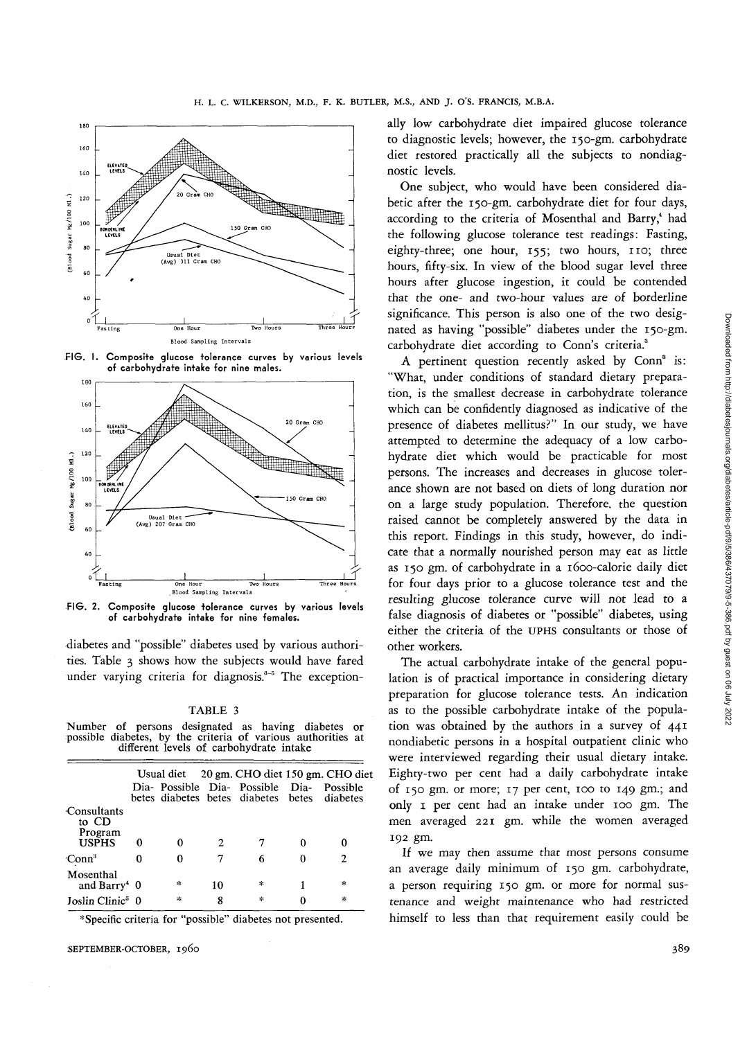FIG. 1. Composite glucose tolerance curves by various levels of carbohydrate intake for nine males.

FIG. 2. Composite glucose tolerance curves by various levels of carbohydrate intake for nine females.

diabetes and "possible" diabetes used by various authorities. Table 3 shows how the subjects would have fared under varying criteria for diagnosis.[3-5] The exceptionally low carbohydrate diet impaired glucose tolerance to diagnostic levels; however, the 150-gm. carbohydrate diet restored practically all the subjects to nondiagnostic levels.

TABLE 3

Number of persons designated as having diabetes or possible diabetes, by the criteria of various authorities at different levels of carbohydrate intake

| | Usual diet | | 20 gm. CHO diet | | 150 gm. CHO diet | |
|---|---|---|---|---|---|---|
| | Diabetes | Possible diabetes | Diabetes | Possible diabetes | Diabetes | Possible diabetes |
| Consultants to CD Program USPHS | 0 | 0 | 2 | 7 | 0 | 0 |
| Conn[3] | 0 | 0 | 7 | 6 | 0 | 2 |
| Mosenthal and Barry[4] | 0 | * | 10 | * | 1 | * |
| Joslin Clinic[5] | 0 | * | 8 | * | 0 | * |

*Specific criteria for "possible" diabetes not presented.

One subject, who would have been considered diabetic after the 150-gm. carbohydrate diet for four days, according to the criteria of Mosenthal and Barry,[4] had the following glucose tolerance test readings: Fasting, eighty-three; one hour, 155; two hours, 110; three hours, fifty-six. In view of the blood sugar level three hours after glucose ingestion, it could be contended that the one- and two-hour values are of borderline significance. This person is also one of the two designated as having "possible" diabetes under the 150-gm. carbohydrate diet according to Conn's criteria.[3]

A pertinent question recently asked by Conn[3] is: "What, under conditions of standard dietary preparation, is the smallest decrease in carbohydrate tolerance which can be confidently diagnosed as indicative of the presence of diabetes mellitus?" In our study, we have attempted to determine the adequacy of a low carbohydrate diet which would be practicable for most persons. The increases and decreases in glucose tolerance shown are not based on diets of long duration nor on a large study population. Therefore, the question raised cannot be completely answered by the data in this report. Findings in this study, however, do indicate that a normally nourished person may eat as little as 150 gm. of carbohydrate in a 1600-calorie daily diet for four days prior to a glucose tolerance test and the resulting glucose tolerance curve will not lead to a false diagnosis of diabetes or "possible" diabetes, using either the criteria of the UPHS consultants or those of other workers.

The actual carbohydrate intake of the general population is of practical importance in considering dietary preparation for glucose tolerance tests. An indication as to the possible carbohydrate intake of the population was obtained by the authors in a survey of 441 nondiabetic persons in a hospital outpatient clinic who were interviewed regarding their usual dietary intake. Eighty-two per cent had a daily carbohydrate intake of 150 gm. or more; 17 per cent, 100 to 149 gm.; and only 1 per cent had an intake under 100 gm. The men averaged 221 gm. while the women averaged 192 gm.

If we may then assume that most persons consume an average daily minimum of 150 gm. carbohydrate, a person requiring 150 gm. or more for normal sustenance and weight maintenance who had restricted himself to less than that requirement easily could be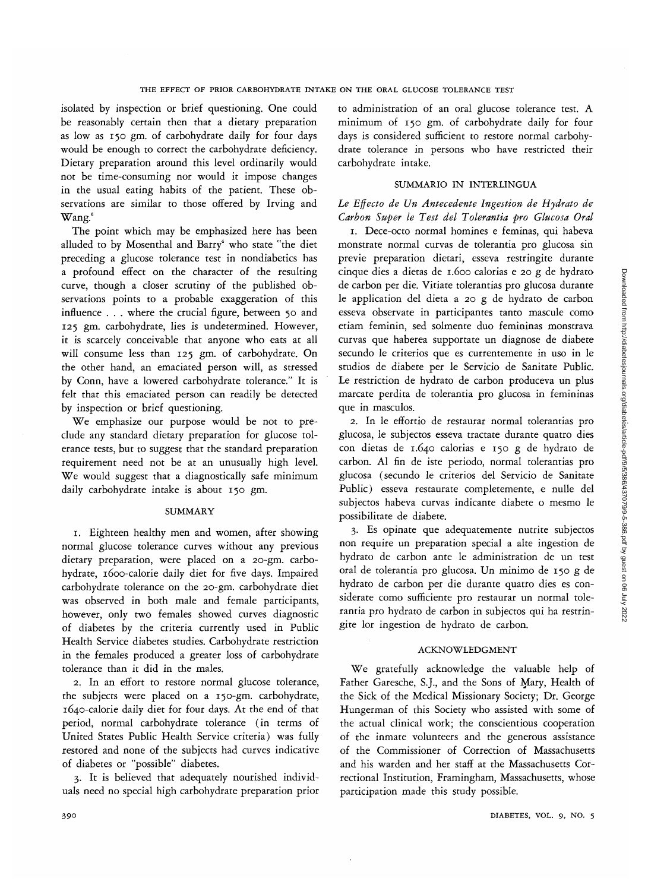isolated by inspection or brief questioning. One could be reasonably certain then that a dietary preparation as low as 150 gm. of carbohydrate daily for four days would be enough to correct the carbohydrate deficiency. Dietary preparation around this level ordinarily would not be time-consuming nor would it impose changes in the usual eating habits of the patient. These observations are similar to those offered by Irving and Wang.[6]

The point which may be emphasized here has been alluded to by Mosenthal and Barry[4] who state "the diet preceding a glucose tolerance test in nondiabetics has a profound effect on the character of the resulting curve, though a closer scrutiny of the published observations points to a probable exaggeration of this influence . . . where the crucial figure, between 50 and 125 gm. carbohydrate, lies is undetermined. However, it is scarcely conceivable that anyone who eats at all will consume less than 125 gm. of carbohydrate. On the other hand, an emaciated person will, as stressed by Conn, have a lowered carbohydrate tolerance." It is felt that this emaciated person can readily be detected by inspection or brief questioning.

We emphasize our purpose would be not to preclude any standard dietary preparation for glucose tolerance tests, but to suggest that the standard preparation requirement need not be at an unusually high level. We would suggest that a diagnostically safe minimum daily carbohydrate intake is about 150 gm.

## SUMMARY

1. Eighteen healthy men and women, after showing normal glucose tolerance curves without any previous dietary preparation, were placed on a 20-gm. carbohydrate, 1600-calorie daily diet for five days. Impaired carbohydrate tolerance on the 20-gm. carbohydrate diet was observed in both male and female participants, however, only two females showed curves diagnostic of diabetes by the criteria currently used in Public Health Service diabetes studies. Carbohydrate restriction in the females produced a greater loss of carbohydrate tolerance than it did in the males.

2. In an effort to restore normal glucose tolerance, the subjects were placed on a 150-gm. carbohydrate, 1640-calorie daily diet for four days. At the end of that period, normal carbohydrate tolerance (in terms of United States Public Health Service criteria) was fully restored and none of the subjects had curves indicative of diabetes or "possible" diabetes.

3. It is believed that adequately nourished individuals need no special high carbohydrate preparation prior to administration of an oral glucose tolerance test. A minimum of 150 gm. of carbohydrate daily for four days is considered sufficient to restore normal carbohydrate tolerance in persons who have restricted their carbohydrate intake.

## SUMMARIO IN INTERLINGUA

*Le Effecto de Un Antecedente Ingestion de Hydrato de Carbon Super le Test del Tolerantia pro Glucosa Oral*

1. Dece-octo normal homines e feminas, qui habeva monstrate normal curvas de tolerantia pro glucosa sin previe preparation dietari, esseva restringite durante cinque dies a dietas de 1.600 calorias e 20 g de hydrato de carbon per die. Vitiate tolerantias pro glucosa durante le application del dieta a 20 g de hydrato de carbon esseva observate in participantes tanto mascule como etiam feminin, sed solmente duo femininas monstrava curvas que haberea supportate un diagnose de diabete secundo le criterios que es currentemente in uso in le studios de diabete per le Servicio de Sanitate Public. Le restriction de hydrato de carbon produceva un plus marcate perdita de tolerantia pro glucosa in femininas que in masculos.

2. In le effortio de restaurar normal tolerantias pro glucosa, le subjectos esseva tractate durante quatro dies con dietas de 1.640 calorias e 150 g de hydrato de carbon. Al fin de iste periodo, normal tolerantias pro glucosa (secundo le criterios del Servicio de Sanitate Public) esseva restaurate completemente, e nulle del subjectos habeva curvas indicante diabete o mesmo le possibilitate de diabete.

3. Es opinate que adequatemente nutrite subjectos non require un preparation special a alte ingestion de hydrato de carbon ante le administration de un test oral de tolerantia pro glucosa. Un minimo de 150 g de hydrato de carbon per die durante quatro dies es considerate como sufficiente pro restaurar un normal tolerantia pro hydrato de carbon in subjectos qui ha restringite lor ingestion de hydrato de carbon.

## ACKNOWLEDGMENT

We gratefully acknowledge the valuable help of Father Garesche, S.J., and the Sons of Mary, Health of the Sick of the Medical Missionary Society; Dr. George Hungerman of this Society who assisted with some of the actual clinical work; the conscientious cooperation of the inmate volunteers and the generous assistance of the Commissioner of Correction of Massachusetts and his warden and her staff at the Massachusetts Correctional Institution, Framingham, Massachusetts, whose participation made this study possible.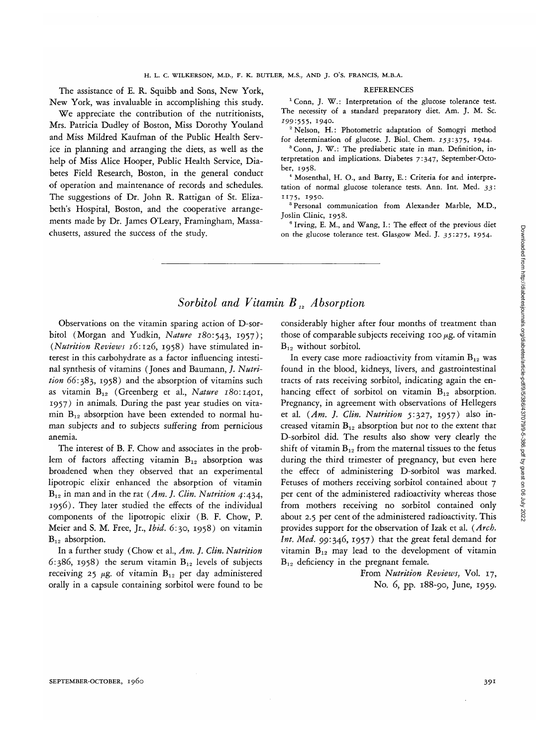The assistance of E. R. Squibb and Sons, New York, New York, was invaluable in accomplishing this study.

We appreciate the contribution of the nutritionists, Mrs. Patricia Dudley of Boston, Miss Dorothy Youland and Miss Mildred Kaufman of the Public Health Service in planning and arranging the diets, as well as the help of Miss Alice Hooper, Public Health Service, Diabetes Field Research, Boston, in the general conduct of operation and maintenance of records and schedules. The suggestions of Dr. John R. Rattigan of St. Elizabeth's Hospital, Boston, and the cooperative arrangements made by Dr. James O'Leary, Framingham, Massachusetts, assured the success of the study.

## REFERENCES

[1] Conn, J. W.: Interpretation of the glucose tolerance test. The necessity of a standard preparatory diet. Am. J. M. Sc. *199*:555, 1940.

[2] Nelson, H.: Photometric adaptation of Somogyi method for determination of glucose. J. Biol. Chem. *153*:375, 1944.

[3] Conn, J. W.: The prediabetic state in man. Definition, interpretation and implications. Diabetes 7:347, September-October, 1958.

[4] Mosenthal, H. O., and Barry, E.: Criteria for and interpretation of normal glucose tolerance tests. Ann. Int. Med. *33*: 1175, 1950.

[5] Personal communication from Alexander Marble, M.D., Joslin Clinic, 1958.

[6] Irving, E. M., and Wang, I.: The effect of the previous diet on the glucose tolerance test. Glasgow Med. J. *35*:275, 1954.

---

# *Sorbitol and Vitamin $B_{12}$ Absorption*

Observations on the vitamin sparing action of D-sorbitol (Morgan and Yudkin, *Nature 180*:543, 1957); (*Nutrition Reviews 16*:126, 1958) have stimulated interest in this carbohydrate as a factor influencing intestinal synthesis of vitamins (Jones and Baumann, *J. Nutrition 66*:383, 1958) and the absorption of vitamins such as vitamin $B_{12}$ (Greenberg et al., *Nature 180*:1401, 1957) in animals. During the past year studies on vitamin $B_{12}$ absorption have been extended to normal human subjects and to subjects suffering from pernicious anemia.

The interest of B. F. Chow and associates in the problem of factors affecting vitamin $B_{12}$ absorption was broadened when they observed that an experimental lipotropic elixir enhanced the absorption of vitamin $B_{12}$ in man and in the rat (*Am. J. Clin. Nutrition 4*:434, 1956). They later studied the effects of the individual components of the lipotropic elixir (B. F. Chow, P. Meier and S. M. Free, Jr., *Ibid. 6*:30, 1958) on vitamin $B_{12}$ absorption.

In a further study (Chow et al., *Am. J. Clin. Nutrition 6*:386, 1958) the serum vitamin $B_{12}$ levels of subjects receiving 25 $\mu$g. of vitamin $B_{12}$ per day administered orally in a capsule containing sorbitol were found to be considerably higher after four months of treatment than those of comparable subjects receiving 100 $\mu$g. of vitamin $B_{12}$ without sorbitol.

In every case more radioactivity from vitamin $B_{12}$ was found in the blood, kidneys, livers, and gastrointestinal tracts of rats receiving sorbitol, indicating again the enhancing effect of sorbitol on vitamin $B_{12}$ absorption. Pregnancy, in agreement with observations of Hellegers et al. (*Am. J. Clin. Nutrition 5*:327, 1957) also increased vitamin $B_{12}$ absorption but not to the extent that D-sorbitol did. The results also show very clearly the shift of vitamin $B_{12}$ from the maternal tissues to the fetus during the third trimester of pregnancy, but even here the effect of administering D-sorbitol was marked. Fetuses of mothers receiving sorbitol contained about 7 per cent of the administered radioactivity whereas those from mothers receiving no sorbitol contained only about 2.5 per cent of the administered radioactivity. This provides support for the observation of Izak et al. (*Arch. Int. Med. 99*:346, 1957) that the great fetal demand for vitamin $B_{12}$ may lead to the development of vitamin $B_{12}$ deficiency in the pregnant female.

From *Nutrition Reviews*, Vol. 17, No. 6, pp. 188-90, June, 1959.